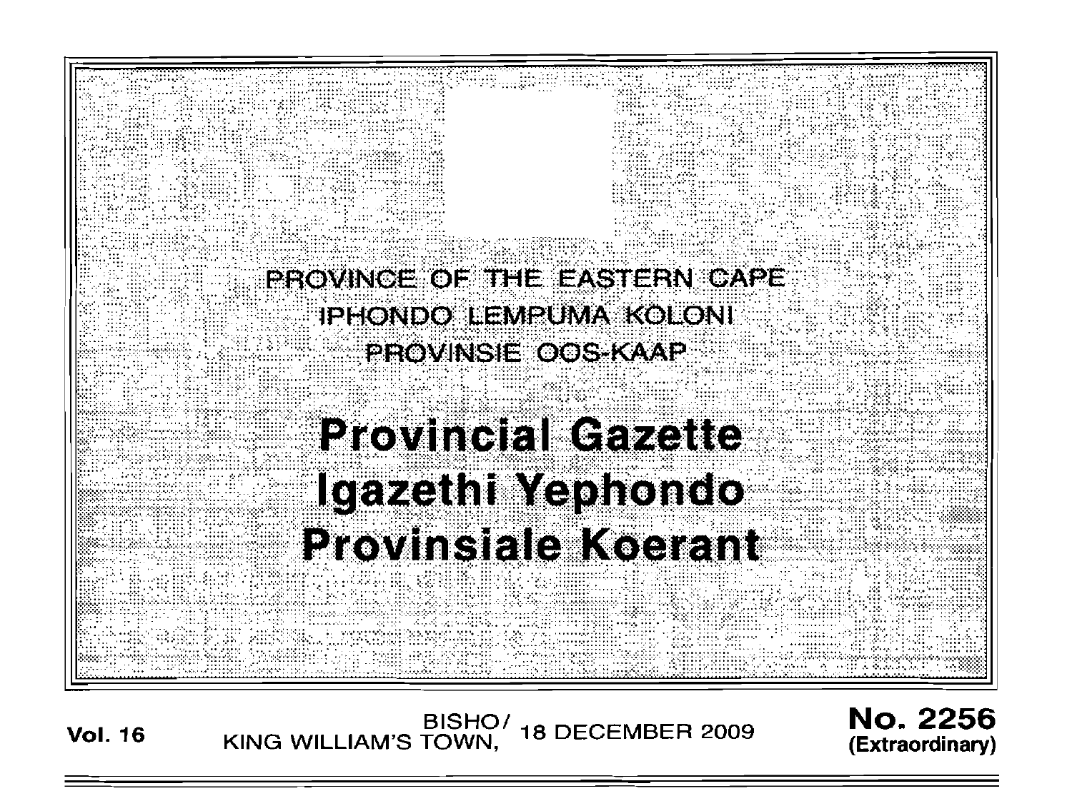PROVINCE OF THE EASTERN CAPE

IPHONDO LEMPUMA KOLONI

PROVINSIE OOS-KAAP

# Provincial Gazette

# Igazethi Yephondo

# Provinsiale Koerant

**Vol. 16** BISHO/ KING WILLIAM'S TOWN, 18 DECEMBER 2009 **No. 2256 (Extraordinary)**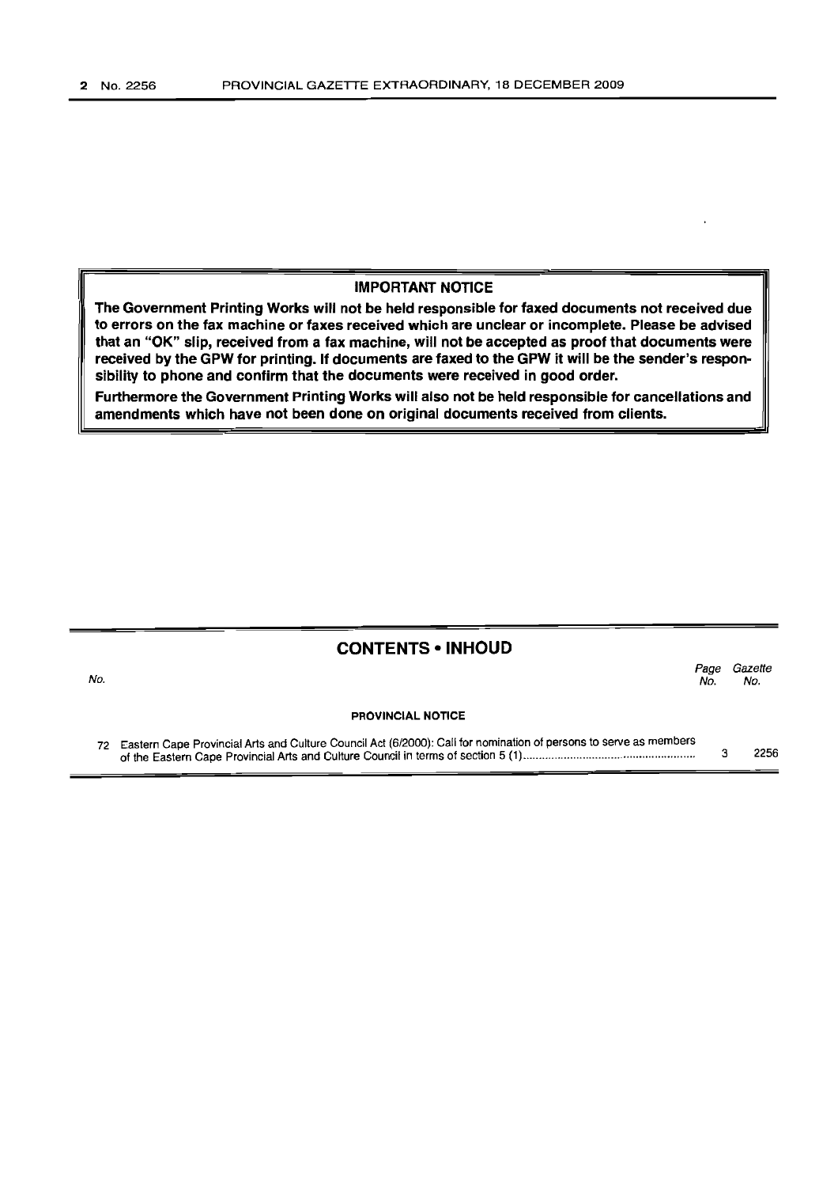**IMPORTANT NOTICE**

**The Government Printing Works will not be held responsible for faxed documents not received due to errors on the fax machine or faxes received which are unclear or incomplete. Please be advised that an "OK" slip, received from a fax machine, will not be accepted as proof that documents were received by the GPW for printing. If documents are faxed to the GPW it will be the sender's responsibility to phone and confirm that the documents were received in good order.**

**Furthermore the Government Printing Works will also not be held responsible for cancellations and amendments which have not been done on original documents received from clients.**

## CONTENTS • INHOUD

| No. | | Page No. | Gazette No. |
|---|---|---|---|
| | **PROVINCIAL NOTICE** | | |
| 72 | Eastern Cape Provincial Arts and Culture Council Act (6/2000): Call for nomination of persons to serve as members of the Eastern Cape Provincial Arts and Culture Council in terms of section 5 (1) | 3 | 2256 |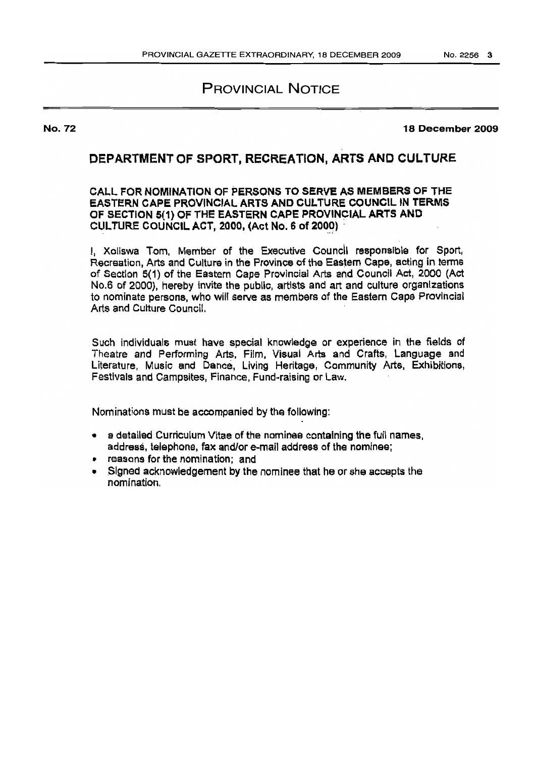# PROVINCIAL NOTICE

**No. 72** **18 December 2009**

## DEPARTMENT OF SPORT, RECREATION, ARTS AND CULTURE

### CALL FOR NOMINATION OF PERSONS TO SERVE AS MEMBERS OF THE EASTERN CAPE PROVINCIAL ARTS AND CULTURE COUNCIL IN TERMS OF SECTION 5(1) OF THE EASTERN CAPE PROVINCIAL ARTS AND CULTURE COUNCIL ACT, 2000, (Act No. 6 of 2000)

I, Xoliswa Tom, Member of the Executive Council responsible for Sport, Recreation, Arts and Culture in the Province of the Eastern Cape, acting in terms of Section 5(1) of the Eastern Cape Provincial Arts and Council Act, 2000 (Act No.6 of 2000), hereby invite the public, artists and art and culture organizations to nominate persons, who will serve as members of the Eastern Cape Provincial Arts and Culture Council.

Such individuals must have special knowledge or experience in the fields of Theatre and Performing Arts, Film, Visual Arts and Crafts, Language and Literature, Music and Dance, Living Heritage, Community Arts, Exhibitions, Festivals and Campsites, Finance, Fund-raising or Law.

Nominations must be accompanied by the following:

- a detailed Curriculum Vitae of the nominee containing the full names, address, telephone, fax and/or e-mail address of the nominee;
- reasons for the nomination; and
- Signed acknowledgement by the nominee that he or she accepts the nomination.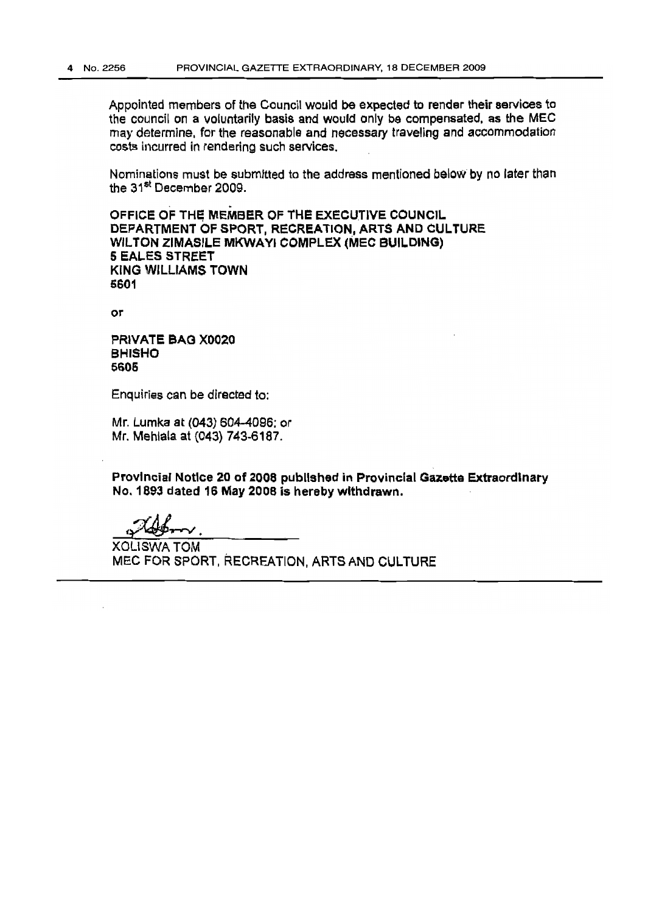Appointed members of the Council would be expected to render their services to the council on a voluntarily basis and would only be compensated, as the MEC may determine, for the reasonable and necessary traveling and accommodation costs incurred in rendering such services.

Nominations must be submitted to the address mentioned below by no later than the 31st December 2009.

**OFFICE OF THE MEMBER OF THE EXECUTIVE COUNCIL**
**DEPARTMENT OF SPORT, RECREATION, ARTS AND CULTURE**
**WILTON ZIMASILE MKWAYI COMPLEX (MEC BUILDING)**
**5 EALES STREET**
**KING WILLIAMS TOWN**
**5601**

or

**PRIVATE BAG X0020**
**BHISHO**
**5605**

Enquiries can be directed to:

Mr. Lumka at (043) 604-4096; or
Mr. Mehlala at (043) 743-6187.

**Provincial Notice 20 of 2008 published in Provincial Gazette Extraordinary No. 1893 dated 16 May 2008 is hereby withdrawn.**

XOLISWA TOM
MEC FOR SPORT, RECREATION, ARTS AND CULTURE